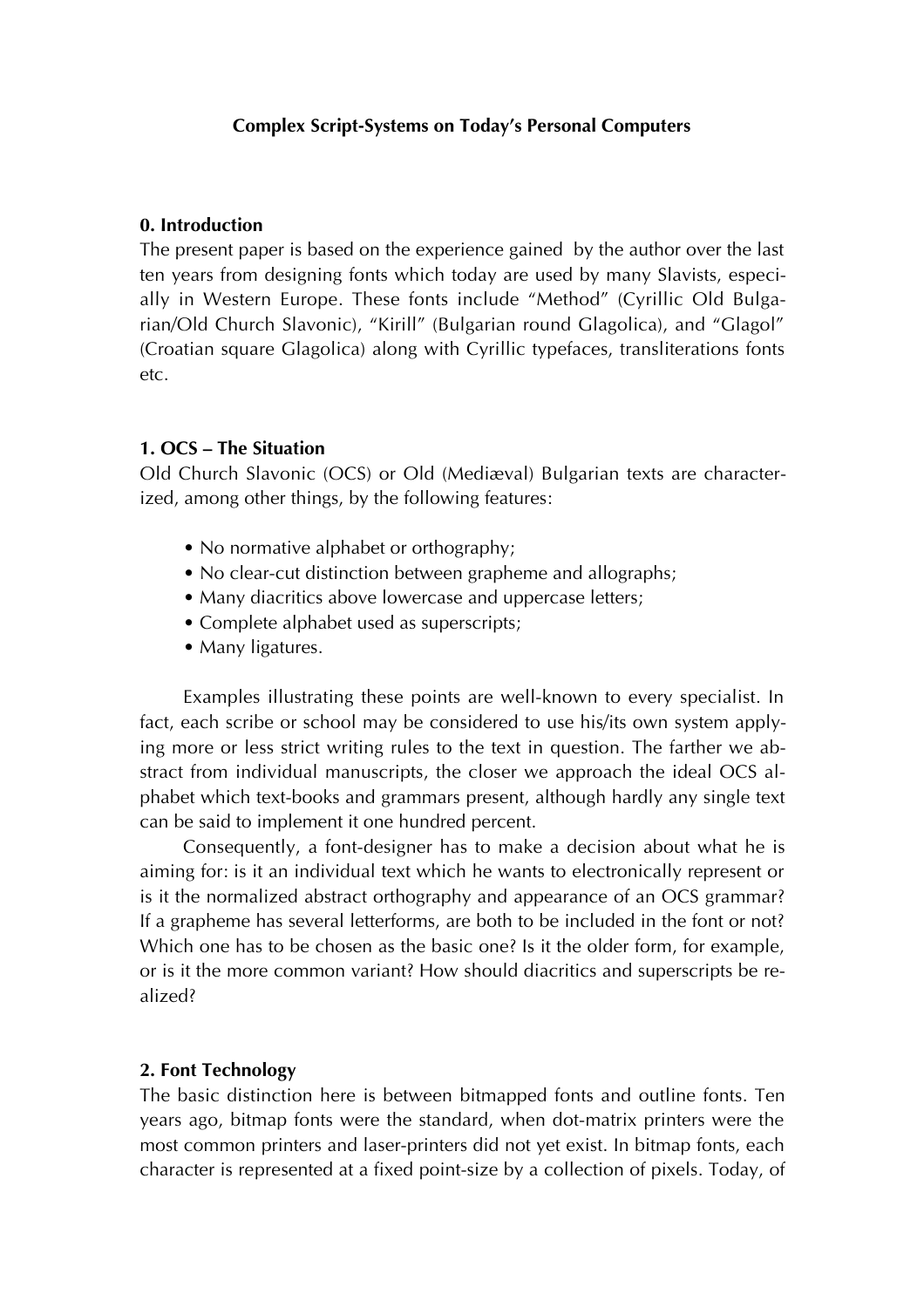# Complex Script-Systems on Today's Personal Computers

## 0. Introduction

The present paper is based on the experience gained by the author over the last ten years from designing fonts which today are used by many Slavists, especially in Western Europe. These fonts include "Method" (Cyrillic Old Bulgarian/Old Church Slavonic), "Kirill" (Bulgarian round Glagolica), and "Glagol" (Croatian square Glagolica) along with Cyrillic typefaces, transliterations fonts etc.

## 1. OCS – The Situation

Old Church Slavonic (OCS) or Old (Mediæval) Bulgarian texts are characterized, among other things, by the following features:

- No normative alphabet or orthography;
- No clear-cut distinction between grapheme and allographs;
- Many diacritics above lowercase and uppercase letters;
- Complete alphabet used as superscripts;
- Many ligatures.

Examples illustrating these points are well-known to every specialist. In fact, each scribe or school may be considered to use his/its own system applying more or less strict writing rules to the text in question. The farther we abstract from individual manuscripts, the closer we approach the ideal OCS alphabet which text-books and grammars present, although hardly any single text can be said to implement it one hundred percent.

Consequently, a font-designer has to make a decision about what he is aiming for: is it an individual text which he wants to electronically represent or is it the normalized abstract orthography and appearance of an OCS grammar? If a grapheme has several letterforms, are both to be included in the font or not? Which one has to be chosen as the basic one? Is it the older form, for example, or is it the more common variant? How should diacritics and superscripts be realized?

## 2. Font Technology

The basic distinction here is between bitmapped fonts and outline fonts. Ten years ago, bitmap fonts were the standard, when dot-matrix printers were the most common printers and laser-printers did not yet exist. In bitmap fonts, each character is represented at a fixed point-size by a collection of pixels. Today, of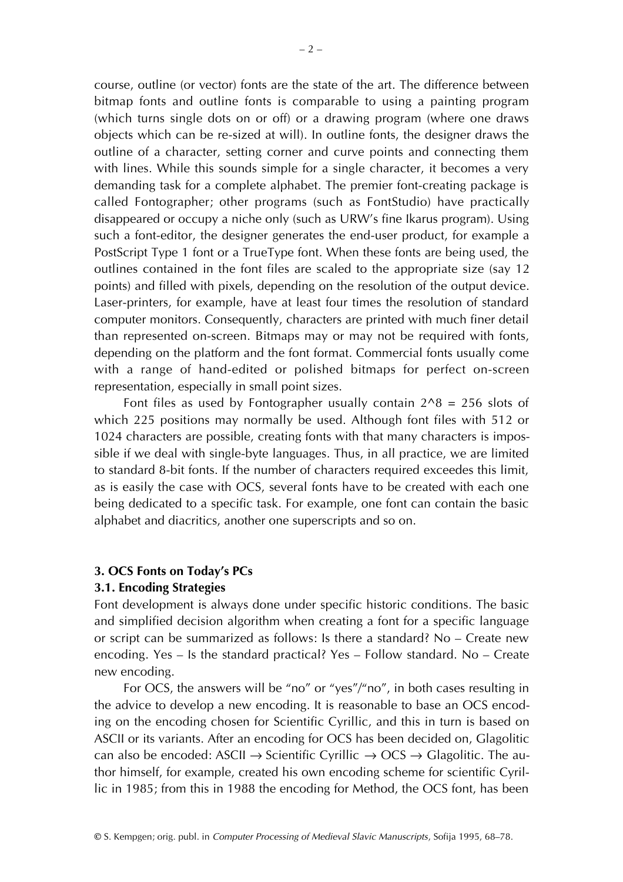course, outline (or vector) fonts are the state of the art. The difference between bitmap fonts and outline fonts is comparable to using a painting program (which turns single dots on or off) or a drawing program (where one draws objects which can be re-sized at will). In outline fonts, the designer draws the outline of a character, setting corner and curve points and connecting them with lines. While this sounds simple for a single character, it becomes a very demanding task for a complete alphabet. The premier font-creating package is called Fontographer; other programs (such as FontStudio) have practically disappeared or occupy a niche only (such as URW's fine Ikarus program). Using such a font-editor, the designer generates the end-user product, for example a PostScript Type 1 font or a TrueType font. When these fonts are being used, the outlines contained in the font files are scaled to the appropriate size (say 12 points) and filled with pixels, depending on the resolution of the output device. Laser-printers, for example, have at least four times the resolution of standard computer monitors. Consequently, characters are printed with much finer detail than represented on-screen. Bitmaps may or may not be required with fonts, depending on the platform and the font format. Commercial fonts usually come with a range of hand-edited or polished bitmaps for perfect on-screen representation, especially in small point sizes.

Font files as used by Fontographer usually contain 2^8 = 256 slots of which 225 positions may normally be used. Although font files with 512 or 1024 characters are possible, creating fonts with that many characters is impossible if we deal with single-byte languages. Thus, in all practice, we are limited to standard 8-bit fonts. If the number of characters required exceedes this limit, as is easily the case with OCS, several fonts have to be created with each one being dedicated to a specific task. For example, one font can contain the basic alphabet and diacritics, another one superscripts and so on.

## 3. OCS Fonts on Today's PCs

### 3.1. Encoding Strategies

Font development is always done under specific historic conditions. The basic and simplified decision algorithm when creating a font for a specific language or script can be summarized as follows: Is there a standard? No – Create new encoding. Yes – Is the standard practical? Yes – Follow standard. No – Create new encoding.

For OCS, the answers will be "no" or "yes"/"no", in both cases resulting in the advice to develop a new encoding. It is reasonable to base an OCS encoding on the encoding chosen for Scientific Cyrillic, and this in turn is based on ASCII or its variants. After an encoding for OCS has been decided on, Glagolitic can also be encoded: ASCII → Scientific Cyrillic → OCS → Glagolitic. The author himself, for example, created his own encoding scheme for scientific Cyrillic in 1985; from this in 1988 the encoding for Method, the OCS font, has been

© S. Kempgen; orig. publ. in *Computer Processing of Medieval Slavic Manuscripts*, Sofija 1995, 68–78.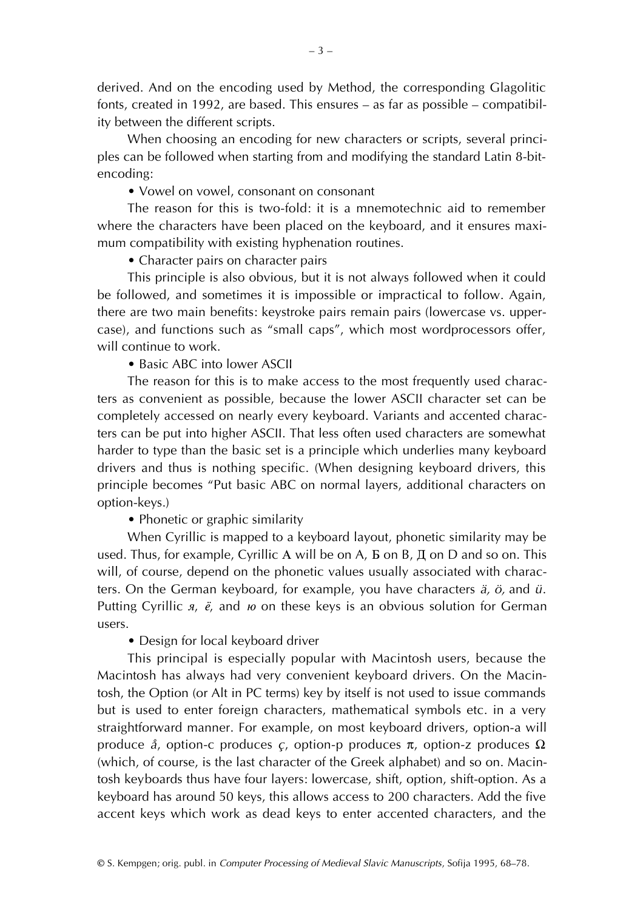derived. And on the encoding used by Method, the corresponding Glagolitic fonts, created in 1992, are based. This ensures – as far as possible – compatibility between the different scripts.

When choosing an encoding for new characters or scripts, several principles can be followed when starting from and modifying the standard Latin 8-bit-encoding:

• Vowel on vowel, consonant on consonant

The reason for this is two-fold: it is a mnemotechnic aid to remember where the characters have been placed on the keyboard, and it ensures maximum compatibility with existing hyphenation routines.

• Character pairs on character pairs

This principle is also obvious, but it is not always followed when it could be followed, and sometimes it is impossible or impractical to follow. Again, there are two main benefits: keystroke pairs remain pairs (lowercase vs. uppercase), and functions such as "small caps", which most wordprocessors offer, will continue to work.

• Basic ABC into lower ASCII

The reason for this is to make access to the most frequently used characters as convenient as possible, because the lower ASCII character set can be completely accessed on nearly every keyboard. Variants and accented characters can be put into higher ASCII. That less often used characters are somewhat harder to type than the basic set is a principle which underlies many keyboard drivers and thus is nothing specific. (When designing keyboard drivers, this principle becomes "Put basic ABC on normal layers, additional characters on option-keys.)

• Phonetic or graphic similarity

When Cyrillic is mapped to a keyboard layout, phonetic similarity may be used. Thus, for example, Cyrillic А will be on A, Б on B, Д on D and so on. This will, of course, depend on the phonetic values usually associated with characters. On the German keyboard, for example, you have characters *ä, ö,* and *ü*. Putting Cyrillic *я, ё,* and *ю* on these keys is an obvious solution for German users.

• Design for local keyboard driver

This principal is especially popular with Macintosh users, because the Macintosh has always had very convenient keyboard drivers. On the Macintosh, the Option (or Alt in PC terms) key by itself is not used to issue commands but is used to enter foreign characters, mathematical symbols etc. in a very straightforward manner. For example, on most keyboard drivers, option-a will produce *å*, option-c produces *ç*, option-p produces π, option-z produces Ω (which, of course, is the last character of the Greek alphabet) and so on. Macintosh keyboards thus have four layers: lowercase, shift, option, shift-option. As a keyboard has around 50 keys, this allows access to 200 characters. Add the five accent keys which work as dead keys to enter accented characters, and the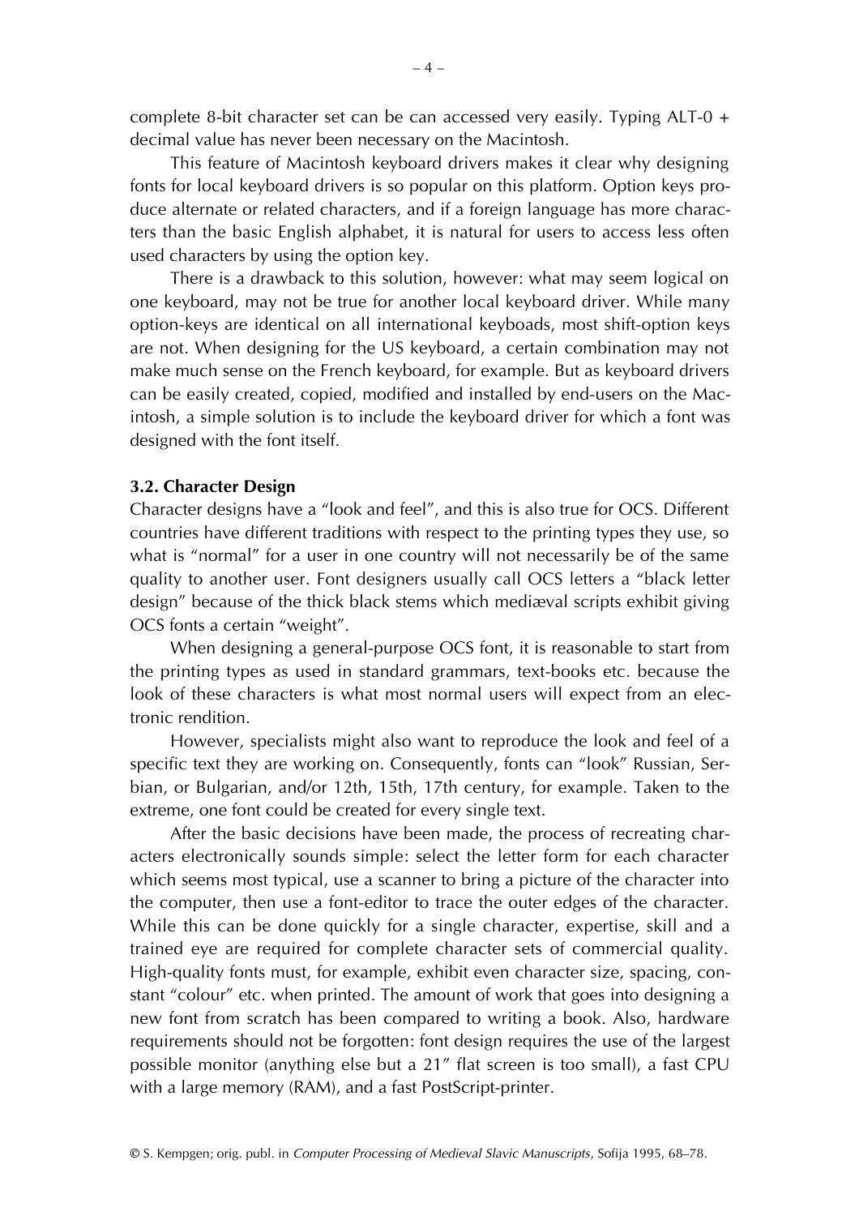complete 8-bit character set can be can accessed very easily. Typing ALT-0 + decimal value has never been necessary on the Macintosh.

This feature of Macintosh keyboard drivers makes it clear why designing fonts for local keyboard drivers is so popular on this platform. Option keys produce alternate or related characters, and if a foreign language has more characters than the basic English alphabet, it is natural for users to access less often used characters by using the option key.

There is a drawback to this solution, however: what may seem logical on one keyboard, may not be true for another local keyboard driver. While many option-keys are identical on all international keyboads, most shift-option keys are not. When designing for the US keyboard, a certain combination may not make much sense on the French keyboard, for example. But as keyboard drivers can be easily created, copied, modified and installed by end-users on the Macintosh, a simple solution is to include the keyboard driver for which a font was designed with the font itself.

**3.2. Character Design**

Character designs have a "look and feel", and this is also true for OCS. Different countries have different traditions with respect to the printing types they use, so what is "normal" for a user in one country will not necessarily be of the same quality to another user. Font designers usually call OCS letters a "black letter design" because of the thick black stems which mediæval scripts exhibit giving OCS fonts a certain "weight".

When designing a general-purpose OCS font, it is reasonable to start from the printing types as used in standard grammars, text-books etc. because the look of these characters is what most normal users will expect from an electronic rendition.

However, specialists might also want to reproduce the look and feel of a specific text they are working on. Consequently, fonts can "look" Russian, Serbian, or Bulgarian, and/or 12th, 15th, 17th century, for example. Taken to the extreme, one font could be created for every single text.

After the basic decisions have been made, the process of recreating characters electronically sounds simple: select the letter form for each character which seems most typical, use a scanner to bring a picture of the character into the computer, then use a font-editor to trace the outer edges of the character. While this can be done quickly for a single character, expertise, skill and a trained eye are required for complete character sets of commercial quality. High-quality fonts must, for example, exhibit even character size, spacing, constant "colour" etc. when printed. The amount of work that goes into designing a new font from scratch has been compared to writing a book. Also, hardware requirements should not be forgotten: font design requires the use of the largest possible monitor (anything else but a 21″ flat screen is too small), a fast CPU with a large memory (RAM), and a fast PostScript-printer.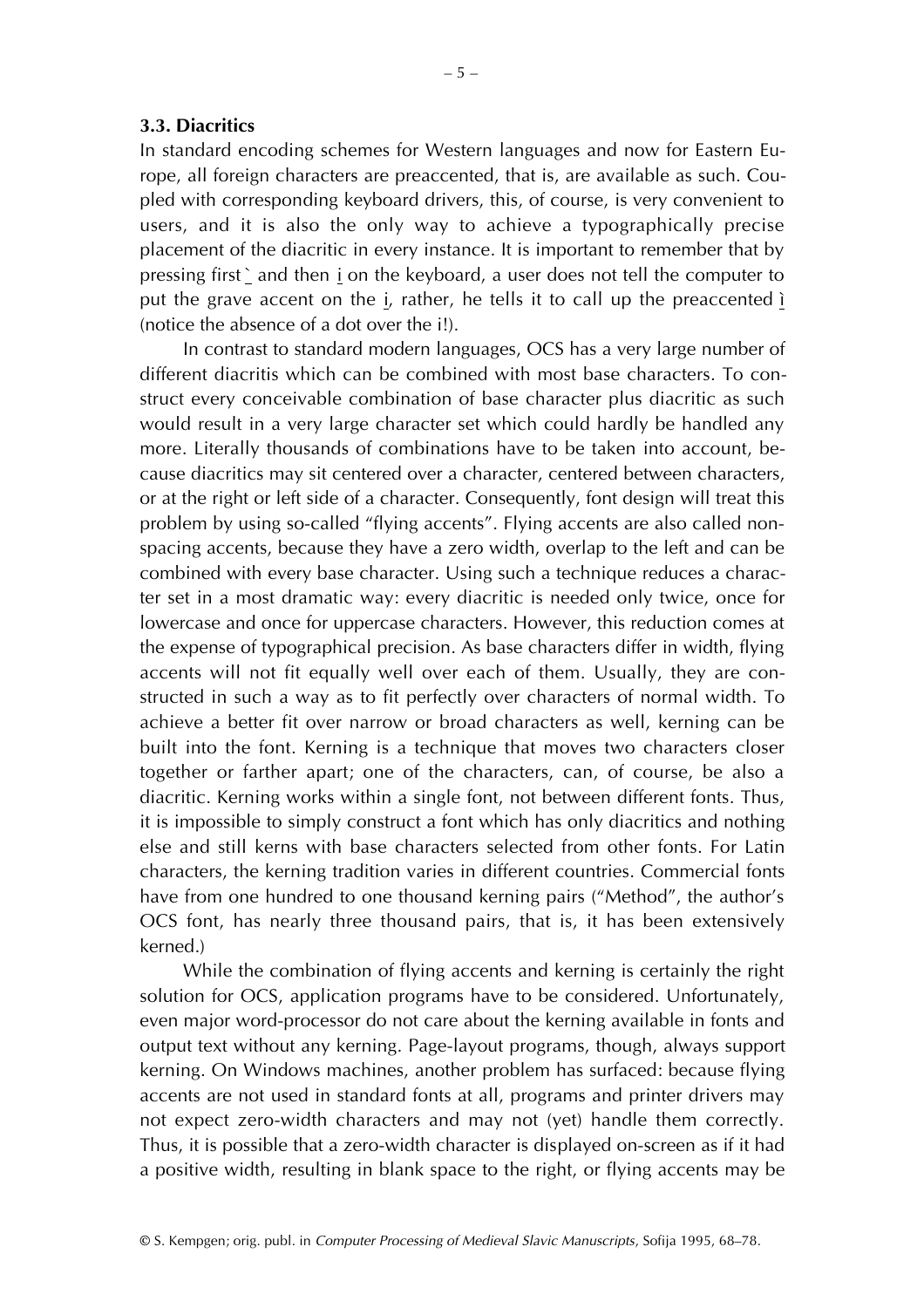### 3.3. Diacritics

In standard encoding schemes for Western languages and now for Eastern Europe, all foreign characters are preaccented, that is, are available as such. Coupled with corresponding keyboard drivers, this, of course, is very convenient to users, and it is also the only way to achieve a typographically precise placement of the diacritic in every instance. It is important to remember that by pressing first ` and then i on the keyboard, a user does not tell the computer to put the grave accent on the i, rather, he tells it to call up the preaccented ì (notice the absence of a dot over the i!).

In contrast to standard modern languages, OCS has a very large number of different diacritis which can be combined with most base characters. To construct every conceivable combination of base character plus diacritic as such would result in a very large character set which could hardly be handled any more. Literally thousands of combinations have to be taken into account, because diacritics may sit centered over a character, centered between characters, or at the right or left side of a character. Consequently, font design will treat this problem by using so-called "flying accents". Flying accents are also called non-spacing accents, because they have a zero width, overlap to the left and can be combined with every base character. Using such a technique reduces a character set in a most dramatic way: every diacritic is needed only twice, once for lowercase and once for uppercase characters. However, this reduction comes at the expense of typographical precision. As base characters differ in width, flying accents will not fit equally well over each of them. Usually, they are constructed in such a way as to fit perfectly over characters of normal width. To achieve a better fit over narrow or broad characters as well, kerning can be built into the font. Kerning is a technique that moves two characters closer together or farther apart; one of the characters, can, of course, be also a diacritic. Kerning works within a single font, not between different fonts. Thus, it is impossible to simply construct a font which has only diacritics and nothing else and still kerns with base characters selected from other fonts. For Latin characters, the kerning tradition varies in different countries. Commercial fonts have from one hundred to one thousand kerning pairs ("Method", the author's OCS font, has nearly three thousand pairs, that is, it has been extensively kerned.)

While the combination of flying accents and kerning is certainly the right solution for OCS, application programs have to be considered. Unfortunately, even major word-processor do not care about the kerning available in fonts and output text without any kerning. Page-layout programs, though, always support kerning. On Windows machines, another problem has surfaced: because flying accents are not used in standard fonts at all, programs and printer drivers may not expect zero-width characters and may not (yet) handle them correctly. Thus, it is possible that a zero-width character is displayed on-screen as if it had a positive width, resulting in blank space to the right, or flying accents may be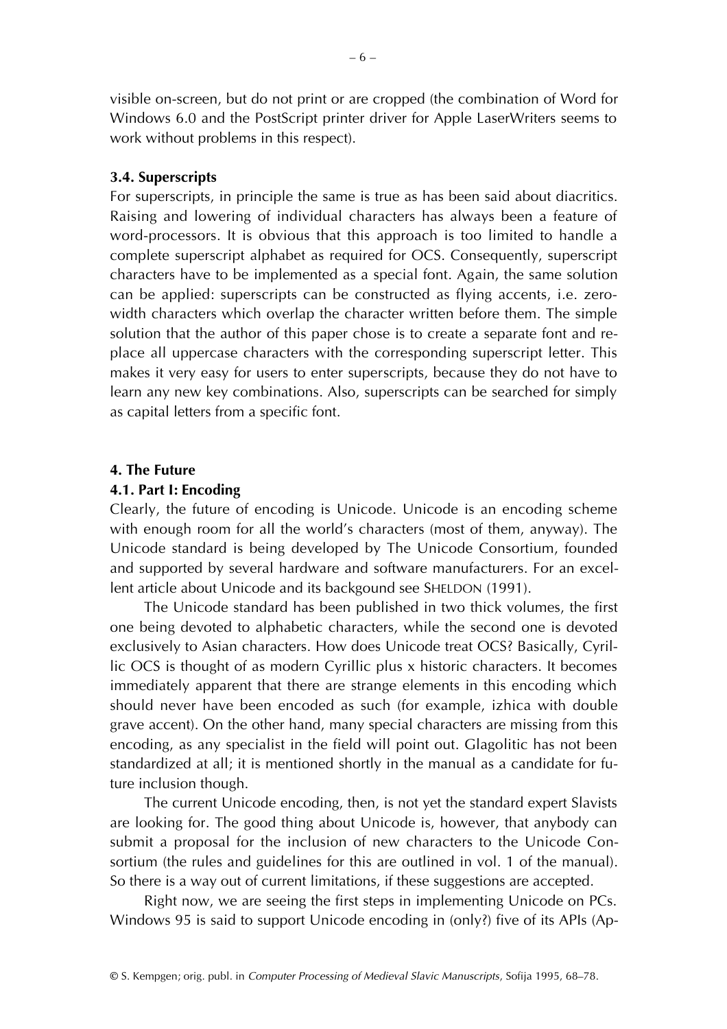visible on-screen, but do not print or are cropped (the combination of Word for Windows 6.0 and the PostScript printer driver for Apple LaserWriters seems to work without problems in this respect).

### 3.4. Superscripts

For superscripts, in principle the same is true as has been said about diacritics. Raising and lowering of individual characters has always been a feature of word-processors. It is obvious that this approach is too limited to handle a complete superscript alphabet as required for OCS. Consequently, superscript characters have to be implemented as a special font. Again, the same solution can be applied: superscripts can be constructed as flying accents, i.e. zero-width characters which overlap the character written before them. The simple solution that the author of this paper chose is to create a separate font and replace all uppercase characters with the corresponding superscript letter. This makes it very easy for users to enter superscripts, because they do not have to learn any new key combinations. Also, superscripts can be searched for simply as capital letters from a specific font.

## 4. The Future

### 4.1. Part I: Encoding

Clearly, the future of encoding is Unicode. Unicode is an encoding scheme with enough room for all the world's characters (most of them, anyway). The Unicode standard is being developed by The Unicode Consortium, founded and supported by several hardware and software manufacturers. For an excellent article about Unicode and its backgound see SHELDON (1991).

The Unicode standard has been published in two thick volumes, the first one being devoted to alphabetic characters, while the second one is devoted exclusively to Asian characters. How does Unicode treat OCS? Basically, Cyrillic OCS is thought of as modern Cyrillic plus x historic characters. It becomes immediately apparent that there are strange elements in this encoding which should never have been encoded as such (for example, izhica with double grave accent). On the other hand, many special characters are missing from this encoding, as any specialist in the field will point out. Glagolitic has not been standardized at all; it is mentioned shortly in the manual as a candidate for future inclusion though.

The current Unicode encoding, then, is not yet the standard expert Slavists are looking for. The good thing about Unicode is, however, that anybody can submit a proposal for the inclusion of new characters to the Unicode Consortium (the rules and guidelines for this are outlined in vol. 1 of the manual). So there is a way out of current limitations, if these suggestions are accepted.

Right now, we are seeing the first steps in implementing Unicode on PCs. Windows 95 is said to support Unicode encoding in (only?) five of its APIs (Ap-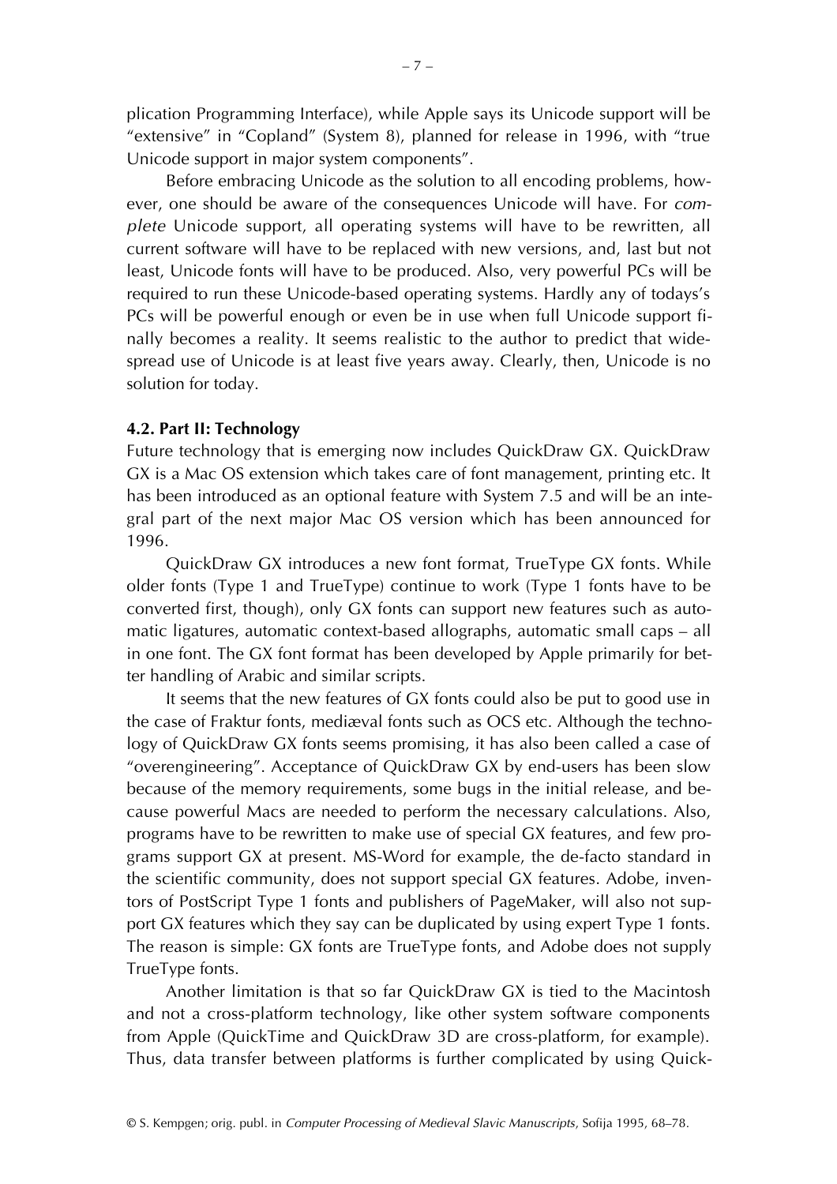plication Programming Interface), while Apple says its Unicode support will be "extensive" in "Copland" (System 8), planned for release in 1996, with "true Unicode support in major system components".

Before embracing Unicode as the solution to all encoding problems, however, one should be aware of the consequences Unicode will have. For *complete* Unicode support, all operating systems will have to be rewritten, all current software will have to be replaced with new versions, and, last but not least, Unicode fonts will have to be produced. Also, very powerful PCs will be required to run these Unicode-based operating systems. Hardly any of todays's PCs will be powerful enough or even be in use when full Unicode support finally becomes a reality. It seems realistic to the author to predict that widespread use of Unicode is at least five years away. Clearly, then, Unicode is no solution for today.

**4.2. Part II: Technology**

Future technology that is emerging now includes QuickDraw GX. QuickDraw GX is a Mac OS extension which takes care of font management, printing etc. It has been introduced as an optional feature with System 7.5 and will be an integral part of the next major Mac OS version which has been announced for 1996.

QuickDraw GX introduces a new font format, TrueType GX fonts. While older fonts (Type 1 and TrueType) continue to work (Type 1 fonts have to be converted first, though), only GX fonts can support new features such as automatic ligatures, automatic context-based allographs, automatic small caps – all in one font. The GX font format has been developed by Apple primarily for better handling of Arabic and similar scripts.

It seems that the new features of GX fonts could also be put to good use in the case of Fraktur fonts, mediæval fonts such as OCS etc. Although the technology of QuickDraw GX fonts seems promising, it has also been called a case of "overengineering". Acceptance of QuickDraw GX by end-users has been slow because of the memory requirements, some bugs in the initial release, and because powerful Macs are needed to perform the necessary calculations. Also, programs have to be rewritten to make use of special GX features, and few programs support GX at present. MS-Word for example, the de-facto standard in the scientific community, does not support special GX features. Adobe, inventors of PostScript Type 1 fonts and publishers of PageMaker, will also not support GX features which they say can be duplicated by using expert Type 1 fonts. The reason is simple: GX fonts are TrueType fonts, and Adobe does not supply TrueType fonts.

Another limitation is that so far QuickDraw GX is tied to the Macintosh and not a cross-platform technology, like other system software components from Apple (QuickTime and QuickDraw 3D are cross-platform, for example). Thus, data transfer between platforms is further complicated by using Quick-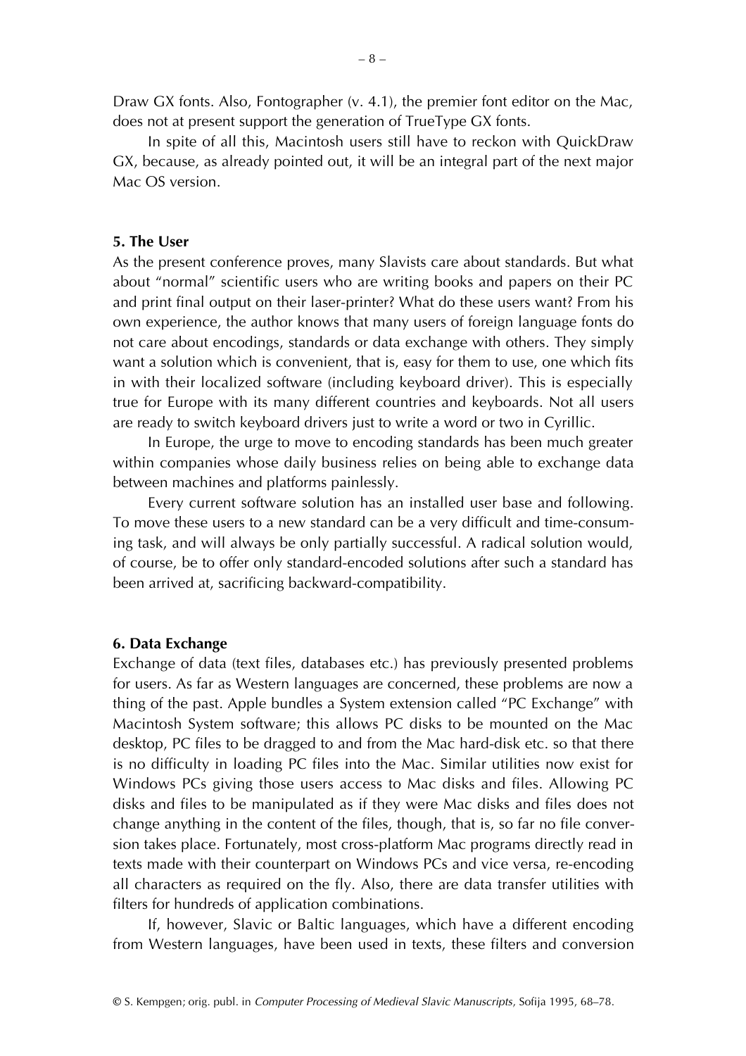Draw GX fonts. Also, Fontographer (v. 4.1), the premier font editor on the Mac, does not at present support the generation of TrueType GX fonts.

In spite of all this, Macintosh users still have to reckon with QuickDraw GX, because, as already pointed out, it will be an integral part of the next major Mac OS version.

## 5. The User

As the present conference proves, many Slavists care about standards. But what about "normal" scientific users who are writing books and papers on their PC and print final output on their laser-printer? What do these users want? From his own experience, the author knows that many users of foreign language fonts do not care about encodings, standards or data exchange with others. They simply want a solution which is convenient, that is, easy for them to use, one which fits in with their localized software (including keyboard driver). This is especially true for Europe with its many different countries and keyboards. Not all users are ready to switch keyboard drivers just to write a word or two in Cyrillic.

In Europe, the urge to move to encoding standards has been much greater within companies whose daily business relies on being able to exchange data between machines and platforms painlessly.

Every current software solution has an installed user base and following. To move these users to a new standard can be a very difficult and time-consuming task, and will always be only partially successful. A radical solution would, of course, be to offer only standard-encoded solutions after such a standard has been arrived at, sacrificing backward-compatibility.

## 6. Data Exchange

Exchange of data (text files, databases etc.) has previously presented problems for users. As far as Western languages are concerned, these problems are now a thing of the past. Apple bundles a System extension called "PC Exchange" with Macintosh System software; this allows PC disks to be mounted on the Mac desktop, PC files to be dragged to and from the Mac hard-disk etc. so that there is no difficulty in loading PC files into the Mac. Similar utilities now exist for Windows PCs giving those users access to Mac disks and files. Allowing PC disks and files to be manipulated as if they were Mac disks and files does not change anything in the content of the files, though, that is, so far no file conversion takes place. Fortunately, most cross-platform Mac programs directly read in texts made with their counterpart on Windows PCs and vice versa, re-encoding all characters as required on the fly. Also, there are data transfer utilities with filters for hundreds of application combinations.

If, however, Slavic or Baltic languages, which have a different encoding from Western languages, have been used in texts, these filters and conversion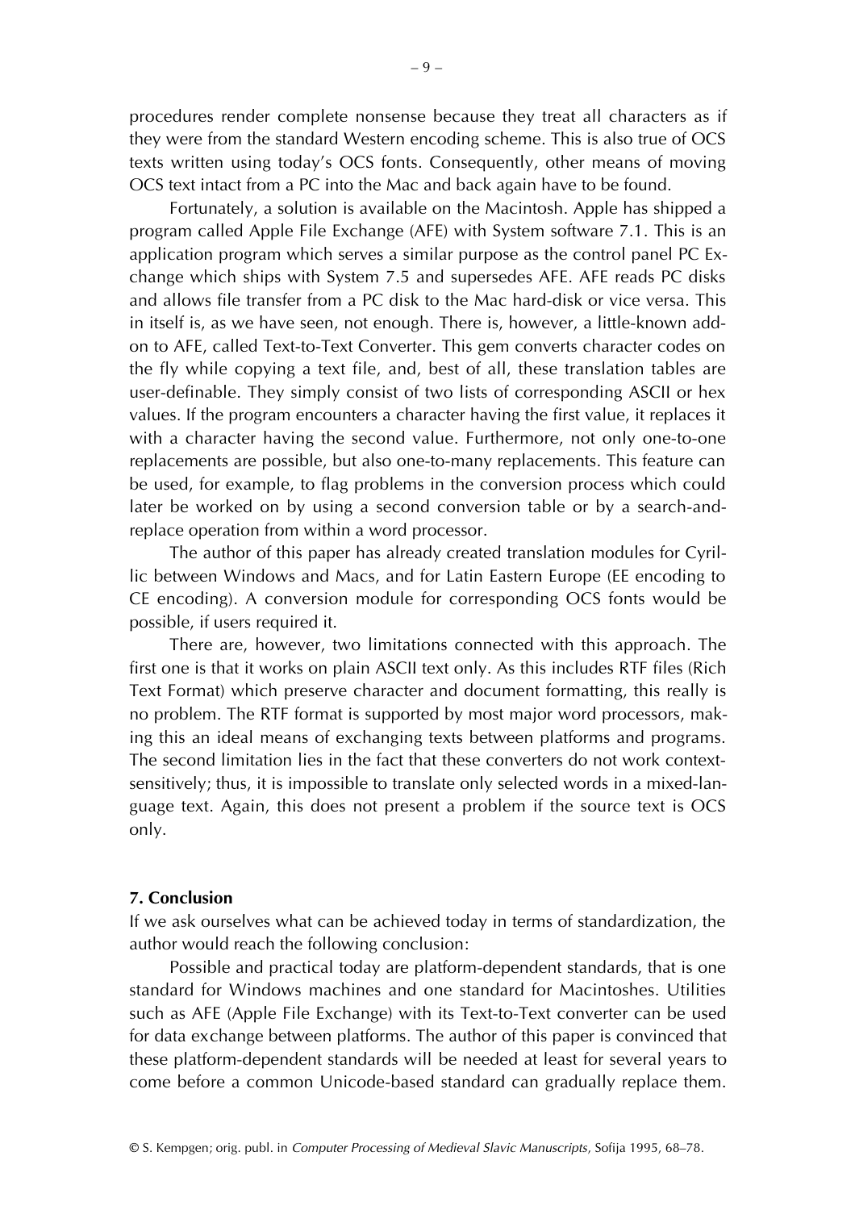procedures render complete nonsense because they treat all characters as if they were from the standard Western encoding scheme. This is also true of OCS texts written using today's OCS fonts. Consequently, other means of moving OCS text intact from a PC into the Mac and back again have to be found.

Fortunately, a solution is available on the Macintosh. Apple has shipped a program called Apple File Exchange (AFE) with System software 7.1. This is an application program which serves a similar purpose as the control panel PC Exchange which ships with System 7.5 and supersedes AFE. AFE reads PC disks and allows file transfer from a PC disk to the Mac hard-disk or vice versa. This in itself is, as we have seen, not enough. There is, however, a little-known add-on to AFE, called Text-to-Text Converter. This gem converts character codes on the fly while copying a text file, and, best of all, these translation tables are user-definable. They simply consist of two lists of corresponding ASCII or hex values. If the program encounters a character having the first value, it replaces it with a character having the second value. Furthermore, not only one-to-one replacements are possible, but also one-to-many replacements. This feature can be used, for example, to flag problems in the conversion process which could later be worked on by using a second conversion table or by a search-and-replace operation from within a word processor.

The author of this paper has already created translation modules for Cyrillic between Windows and Macs, and for Latin Eastern Europe (EE encoding to CE encoding). A conversion module for corresponding OCS fonts would be possible, if users required it.

There are, however, two limitations connected with this approach. The first one is that it works on plain ASCII text only. As this includes RTF files (Rich Text Format) which preserve character and document formatting, this really is no problem. The RTF format is supported by most major word processors, making this an ideal means of exchanging texts between platforms and programs. The second limitation lies in the fact that these converters do not work context-sensitively; thus, it is impossible to translate only selected words in a mixed-language text. Again, this does not present a problem if the source text is OCS only.

## 7. Conclusion

If we ask ourselves what can be achieved today in terms of standardization, the author would reach the following conclusion:

Possible and practical today are platform-dependent standards, that is one standard for Windows machines and one standard for Macintoshes. Utilities such as AFE (Apple File Exchange) with its Text-to-Text converter can be used for data exchange between platforms. The author of this paper is convinced that these platform-dependent standards will be needed at least for several years to come before a common Unicode-based standard can gradually replace them.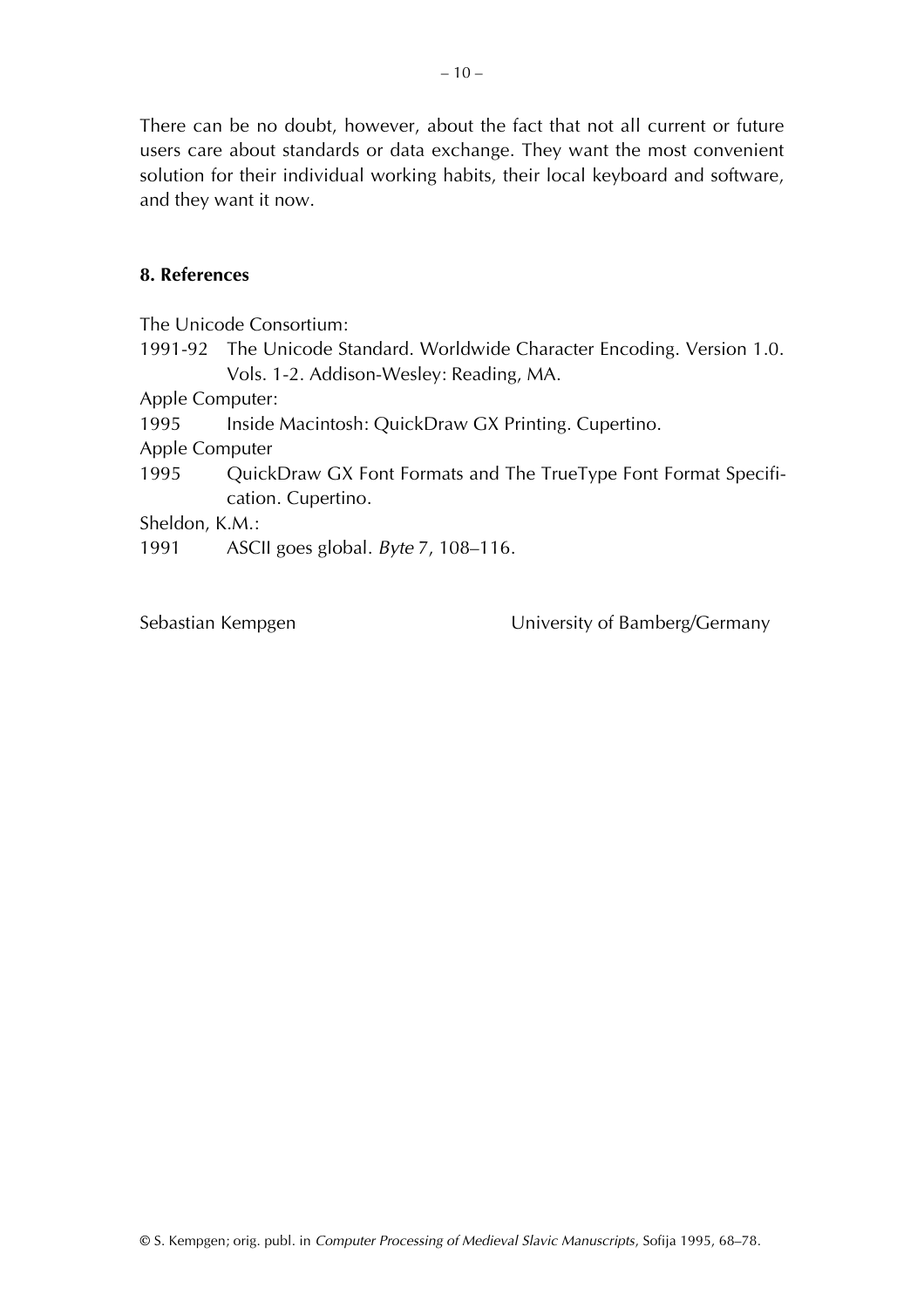There can be no doubt, however, about the fact that not all current or future users care about standards or data exchange. They want the most convenient solution for their individual working habits, their local keyboard and software, and they want it now.

## 8. References

The Unicode Consortium:

1991-92 The Unicode Standard. Worldwide Character Encoding. Version 1.0. Vols. 1-2. Addison-Wesley: Reading, MA.

Apple Computer:

1995 Inside Macintosh: QuickDraw GX Printing. Cupertino.

Apple Computer

1995 QuickDraw GX Font Formats and The TrueType Font Format Specification. Cupertino.

Sheldon, K.M.:

1991 ASCII goes global. *Byte* 7, 108–116.

Sebastian Kempgen — University of Bamberg/Germany

© S. Kempgen; orig. publ. in *Computer Processing of Medieval Slavic Manuscripts*, Sofija 1995, 68–78.